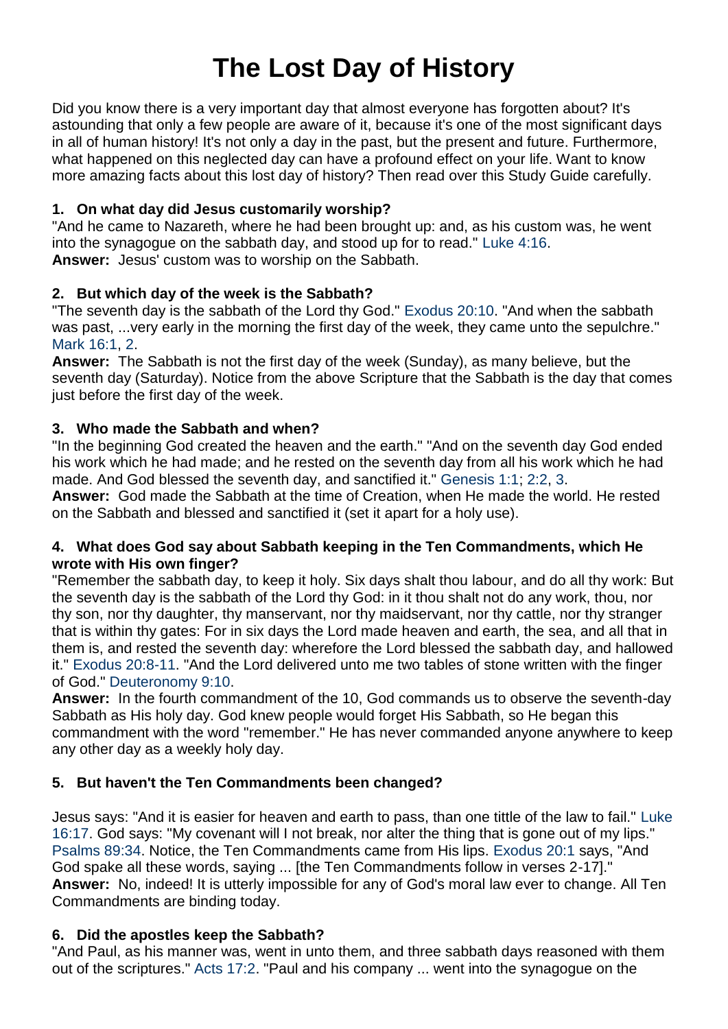# The Lost Day of History

Did you know there is a very important day that almost everyone has forgotten about? It's astounding that only a few people are aware of it, because it's one of the most significant days in all of human history! It's not only a day in the past, but the present and future. Furthermore, what happened on this neglected day can have a profound effect on your life. Want to know more amazing facts about this lost day of history? Then read over this Study Guide carefully.

**1. On what day did Jesus customarily worship?**

"And he came to Nazareth, where he had been brought up: and, as his custom was, he went into the synagogue on the sabbath day, and stood up for to read." Luke 4:16.

**Answer:** Jesus' custom was to worship on the Sabbath.

**2. But which day of the week is the Sabbath?**

"The seventh day is the sabbath of the Lord thy God." Exodus 20:10. "And when the sabbath was past, ...very early in the morning the first day of the week, they came unto the sepulchre." Mark 16:1, 2.

**Answer:** The Sabbath is not the first day of the week (Sunday), as many believe, but the seventh day (Saturday). Notice from the above Scripture that the Sabbath is the day that comes just before the first day of the week.

**3. Who made the Sabbath and when?**

"In the beginning God created the heaven and the earth." "And on the seventh day God ended his work which he had made; and he rested on the seventh day from all his work which he had made. And God blessed the seventh day, and sanctified it." Genesis 1:1; 2:2, 3.

**Answer:** God made the Sabbath at the time of Creation, when He made the world. He rested on the Sabbath and blessed and sanctified it (set it apart for a holy use).

**4. What does God say about Sabbath keeping in the Ten Commandments, which He wrote with His own finger?**

"Remember the sabbath day, to keep it holy. Six days shalt thou labour, and do all thy work: But the seventh day is the sabbath of the Lord thy God: in it thou shalt not do any work, thou, nor thy son, nor thy daughter, thy manservant, nor thy maidservant, nor thy cattle, nor thy stranger that is within thy gates: For in six days the Lord made heaven and earth, the sea, and all that in them is, and rested the seventh day: wherefore the Lord blessed the sabbath day, and hallowed it." Exodus 20:8-11. "And the Lord delivered unto me two tables of stone written with the finger of God." Deuteronomy 9:10.

**Answer:** In the fourth commandment of the 10, God commands us to observe the seventh-day Sabbath as His holy day. God knew people would forget His Sabbath, so He began this commandment with the word "remember." He has never commanded anyone anywhere to keep any other day as a weekly holy day.

**5. But haven't the Ten Commandments been changed?**

Jesus says: "And it is easier for heaven and earth to pass, than one tittle of the law to fail." Luke 16:17. God says: "My covenant will I not break, nor alter the thing that is gone out of my lips." Psalms 89:34. Notice, the Ten Commandments came from His lips. Exodus 20:1 says, "And God spake all these words, saying ... [the Ten Commandments follow in verses 2-17]."

**Answer:** No, indeed! It is utterly impossible for any of God's moral law ever to change. All Ten Commandments are binding today.

**6. Did the apostles keep the Sabbath?**

"And Paul, as his manner was, went in unto them, and three sabbath days reasoned with them out of the scriptures." Acts 17:2. "Paul and his company ... went into the synagogue on the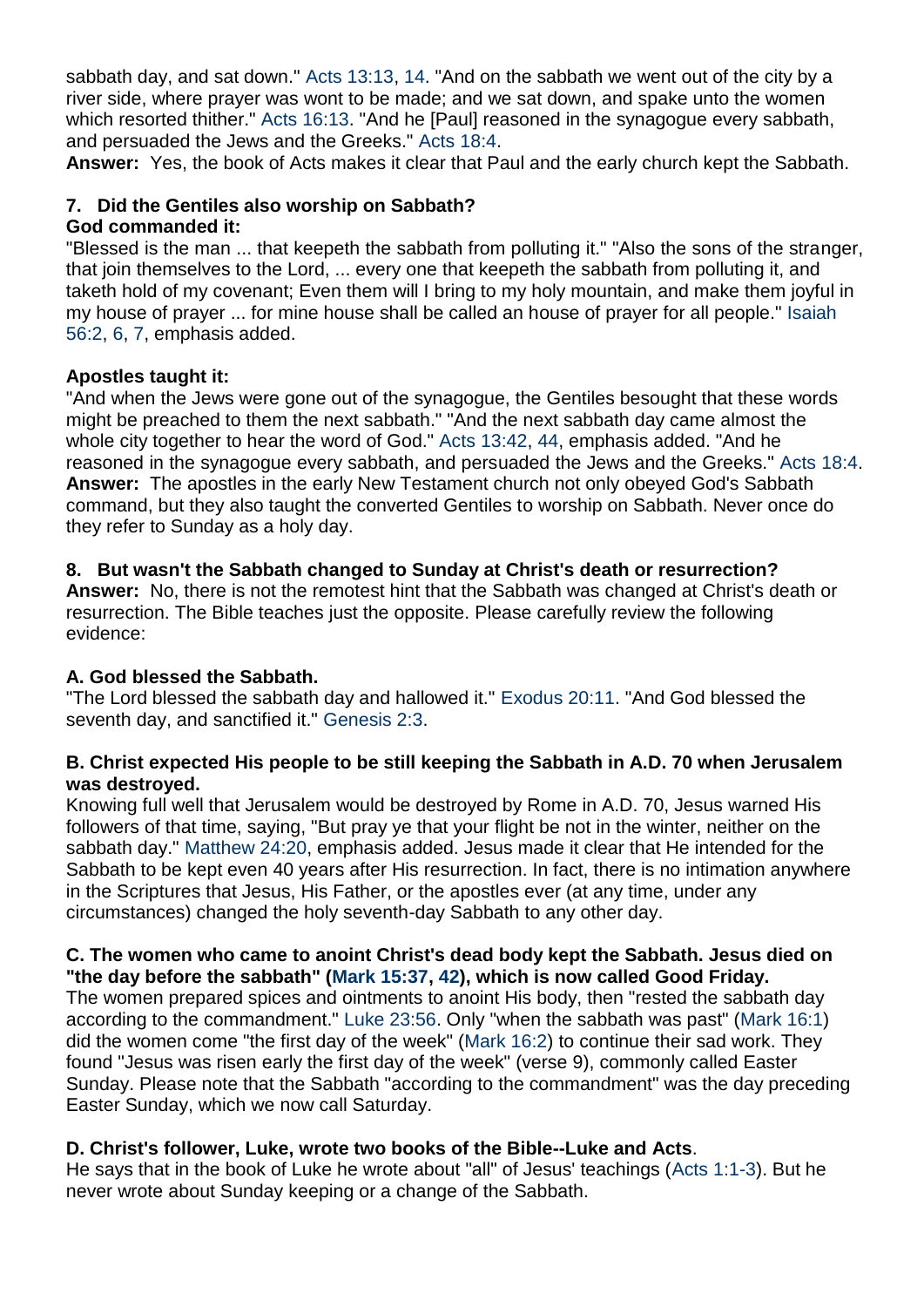sabbath day, and sat down." Acts 13:13, 14. "And on the sabbath we went out of the city by a river side, where prayer was wont to be made; and we sat down, and spake unto the women which resorted thither." Acts 16:13. "And he [Paul] reasoned in the synagogue every sabbath, and persuaded the Jews and the Greeks." Acts 18:4.

**Answer:** Yes, the book of Acts makes it clear that Paul and the early church kept the Sabbath.

**7. Did the Gentiles also worship on Sabbath?**

**God commanded it:**

"Blessed is the man ... that keepeth the sabbath from polluting it." "Also the sons of the stranger, that join themselves to the Lord, ... every one that keepeth the sabbath from polluting it, and taketh hold of my covenant; Even them will I bring to my holy mountain, and make them joyful in my house of prayer ... for mine house shall be called an house of prayer for all people." Isaiah 56:2, 6, 7, emphasis added.

**Apostles taught it:**

"And when the Jews were gone out of the synagogue, the Gentiles besought that these words might be preached to them the next sabbath." "And the next sabbath day came almost the whole city together to hear the word of God." Acts 13:42, 44, emphasis added. "And he reasoned in the synagogue every sabbath, and persuaded the Jews and the Greeks." Acts 18:4.

**Answer:** The apostles in the early New Testament church not only obeyed God's Sabbath command, but they also taught the converted Gentiles to worship on Sabbath. Never once do they refer to Sunday as a holy day.

**8. But wasn't the Sabbath changed to Sunday at Christ's death or resurrection?**

**Answer:** No, there is not the remotest hint that the Sabbath was changed at Christ's death or resurrection. The Bible teaches just the opposite. Please carefully review the following evidence:

**A. God blessed the Sabbath.**

"The Lord blessed the sabbath day and hallowed it." Exodus 20:11. "And God blessed the seventh day, and sanctified it." Genesis 2:3.

**B. Christ expected His people to be still keeping the Sabbath in A.D. 70 when Jerusalem was destroyed.**

Knowing full well that Jerusalem would be destroyed by Rome in A.D. 70, Jesus warned His followers of that time, saying, "But pray ye that your flight be not in the winter, neither on the sabbath day." Matthew 24:20, emphasis added. Jesus made it clear that He intended for the Sabbath to be kept even 40 years after His resurrection. In fact, there is no intimation anywhere in the Scriptures that Jesus, His Father, or the apostles ever (at any time, under any circumstances) changed the holy seventh-day Sabbath to any other day.

**C. The women who came to anoint Christ's dead body kept the Sabbath. Jesus died on "the day before the sabbath" (Mark 15:37, 42), which is now called Good Friday.**

The women prepared spices and ointments to anoint His body, then "rested the sabbath day according to the commandment." Luke 23:56. Only "when the sabbath was past" (Mark 16:1) did the women come "the first day of the week" (Mark 16:2) to continue their sad work. They found "Jesus was risen early the first day of the week" (verse 9), commonly called Easter Sunday. Please note that the Sabbath "according to the commandment" was the day preceding Easter Sunday, which we now call Saturday.

**D. Christ's follower, Luke, wrote two books of the Bible--Luke and Acts**.

He says that in the book of Luke he wrote about "all" of Jesus' teachings (Acts 1:1-3). But he never wrote about Sunday keeping or a change of the Sabbath.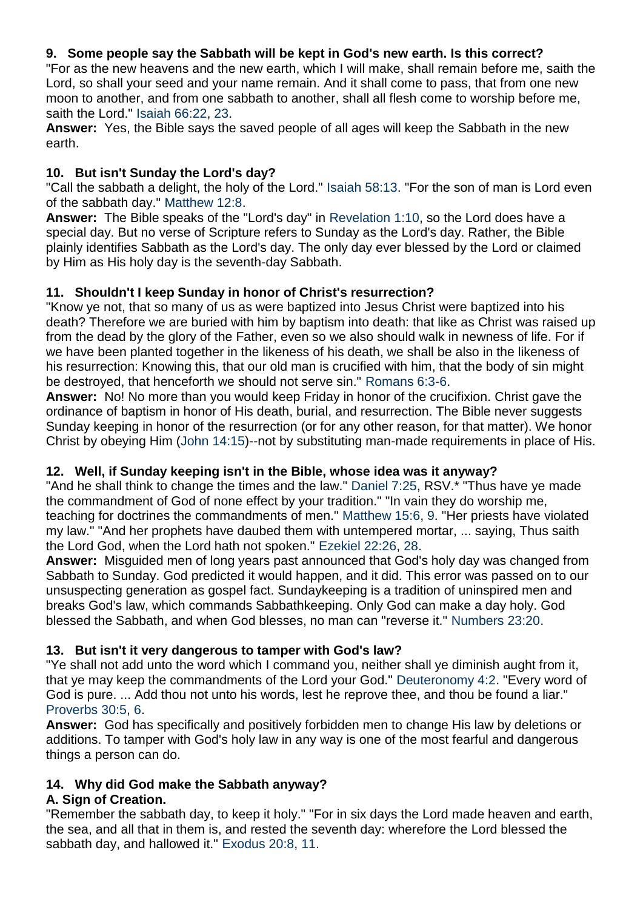**9. Some people say the Sabbath will be kept in God's new earth. Is this correct?**
"For as the new heavens and the new earth, which I will make, shall remain before me, saith the Lord, so shall your seed and your name remain. And it shall come to pass, that from one new moon to another, and from one sabbath to another, shall all flesh come to worship before me, saith the Lord." Isaiah 66:22, 23.
**Answer:** Yes, the Bible says the saved people of all ages will keep the Sabbath in the new earth.

**10. But isn't Sunday the Lord's day?**
"Call the sabbath a delight, the holy of the Lord." Isaiah 58:13. "For the son of man is Lord even of the sabbath day." Matthew 12:8.
**Answer:** The Bible speaks of the "Lord's day" in Revelation 1:10, so the Lord does have a special day. But no verse of Scripture refers to Sunday as the Lord's day. Rather, the Bible plainly identifies Sabbath as the Lord's day. The only day ever blessed by the Lord or claimed by Him as His holy day is the seventh-day Sabbath.

**11. Shouldn't I keep Sunday in honor of Christ's resurrection?**
"Know ye not, that so many of us as were baptized into Jesus Christ were baptized into his death? Therefore we are buried with him by baptism into death: that like as Christ was raised up from the dead by the glory of the Father, even so we also should walk in newness of life. For if we have been planted together in the likeness of his death, we shall be also in the likeness of his resurrection: Knowing this, that our old man is crucified with him, that the body of sin might be destroyed, that henceforth we should not serve sin." Romans 6:3-6.
**Answer:** No! No more than you would keep Friday in honor of the crucifixion. Christ gave the ordinance of baptism in honor of His death, burial, and resurrection. The Bible never suggests Sunday keeping in honor of the resurrection (or for any other reason, for that matter). We honor Christ by obeying Him (John 14:15)--not by substituting man-made requirements in place of His.

**12. Well, if Sunday keeping isn't in the Bible, whose idea was it anyway?**
"And he shall think to change the times and the law." Daniel 7:25, RSV.* "Thus have ye made the commandment of God of none effect by your tradition." "In vain they do worship me, teaching for doctrines the commandments of men." Matthew 15:6, 9. "Her priests have violated my law." "And her prophets have daubed them with untempered mortar, ... saying, Thus saith the Lord God, when the Lord hath not spoken." Ezekiel 22:26, 28.
**Answer:** Misguided men of long years past announced that God's holy day was changed from Sabbath to Sunday. God predicted it would happen, and it did. This error was passed on to our unsuspecting generation as gospel fact. Sundaykeeping is a tradition of uninspired men and breaks God's law, which commands Sabbathkeeping. Only God can make a day holy. God blessed the Sabbath, and when God blesses, no man can "reverse it." Numbers 23:20.

**13. But isn't it very dangerous to tamper with God's law?**
"Ye shall not add unto the word which I command you, neither shall ye diminish aught from it, that ye may keep the commandments of the Lord your God." Deuteronomy 4:2. "Every word of God is pure. ... Add thou not unto his words, lest he reprove thee, and thou be found a liar." Proverbs 30:5, 6.
**Answer:** God has specifically and positively forbidden men to change His law by deletions or additions. To tamper with God's holy law in any way is one of the most fearful and dangerous things a person can do.

**14. Why did God make the Sabbath anyway?**
**A. Sign of Creation.**
"Remember the sabbath day, to keep it holy." "For in six days the Lord made heaven and earth, the sea, and all that in them is, and rested the seventh day: wherefore the Lord blessed the sabbath day, and hallowed it." Exodus 20:8, 11.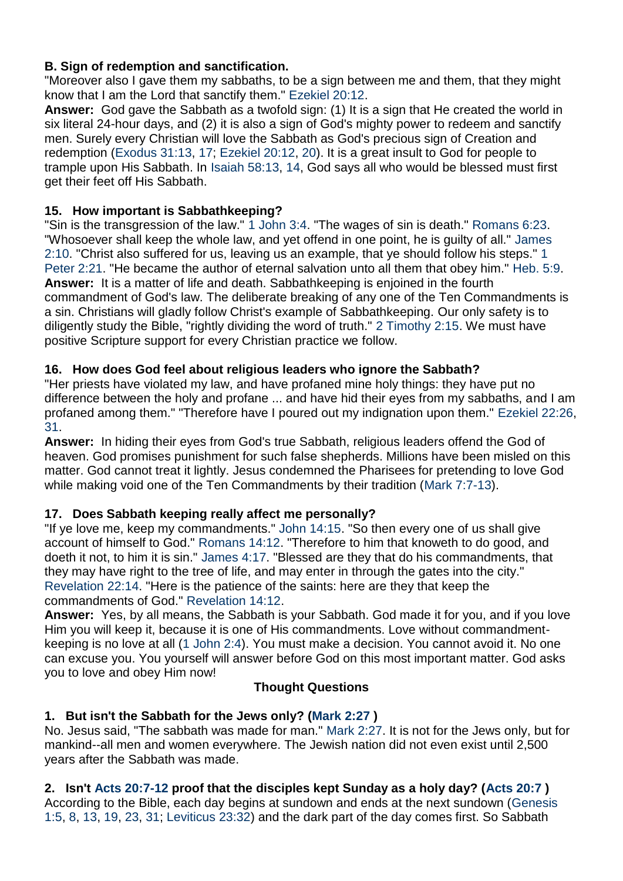**B. Sign of redemption and sanctification.**
"Moreover also I gave them my sabbaths, to be a sign between me and them, that they might know that I am the Lord that sanctify them." Ezekiel 20:12.
**Answer:** God gave the Sabbath as a twofold sign: (1) It is a sign that He created the world in six literal 24-hour days, and (2) it is also a sign of God's mighty power to redeem and sanctify men. Surely every Christian will love the Sabbath as God's precious sign of Creation and redemption (Exodus 31:13, 17; Ezekiel 20:12, 20). It is a great insult to God for people to trample upon His Sabbath. In Isaiah 58:13, 14, God says all who would be blessed must first get their feet off His Sabbath.

**15. How important is Sabbathkeeping?**
"Sin is the transgression of the law." 1 John 3:4. "The wages of sin is death." Romans 6:23. "Whosoever shall keep the whole law, and yet offend in one point, he is guilty of all." James 2:10. "Christ also suffered for us, leaving us an example, that ye should follow his steps." 1 Peter 2:21. "He became the author of eternal salvation unto all them that obey him." Heb. 5:9.
**Answer:** It is a matter of life and death. Sabbathkeeping is enjoined in the fourth commandment of God's law. The deliberate breaking of any one of the Ten Commandments is a sin. Christians will gladly follow Christ's example of Sabbathkeeping. Our only safety is to diligently study the Bible, "rightly dividing the word of truth." 2 Timothy 2:15. We must have positive Scripture support for every Christian practice we follow.

**16. How does God feel about religious leaders who ignore the Sabbath?**
"Her priests have violated my law, and have profaned mine holy things: they have put no difference between the holy and profane ... and have hid their eyes from my sabbaths, and I am profaned among them." "Therefore have I poured out my indignation upon them." Ezekiel 22:26, 31.
**Answer:** In hiding their eyes from God's true Sabbath, religious leaders offend the God of heaven. God promises punishment for such false shepherds. Millions have been misled on this matter. God cannot treat it lightly. Jesus condemned the Pharisees for pretending to love God while making void one of the Ten Commandments by their tradition (Mark 7:7-13).

**17. Does Sabbath keeping really affect me personally?**
"If ye love me, keep my commandments." John 14:15. "So then every one of us shall give account of himself to God." Romans 14:12. "Therefore to him that knoweth to do good, and doeth it not, to him it is sin." James 4:17. "Blessed are they that do his commandments, that they may have right to the tree of life, and may enter in through the gates into the city." Revelation 22:14. "Here is the patience of the saints: here are they that keep the commandments of God." Revelation 14:12.
**Answer:** Yes, by all means, the Sabbath is your Sabbath. God made it for you, and if you love Him you will keep it, because it is one of His commandments. Love without commandment-keeping is no love at all (1 John 2:4). You must make a decision. You cannot avoid it. No one can excuse you. You yourself will answer before God on this most important matter. God asks you to love and obey Him now!

**Thought Questions**

**1. But isn't the Sabbath for the Jews only? (Mark 2:27 )**
No. Jesus said, "The sabbath was made for man." Mark 2:27. It is not for the Jews only, but for mankind--all men and women everywhere. The Jewish nation did not even exist until 2,500 years after the Sabbath was made.

**2. Isn't Acts 20:7-12 proof that the disciples kept Sunday as a holy day? (Acts 20:7 )**
According to the Bible, each day begins at sundown and ends at the next sundown (Genesis 1:5, 8, 13, 19, 23, 31; Leviticus 23:32) and the dark part of the day comes first. So Sabbath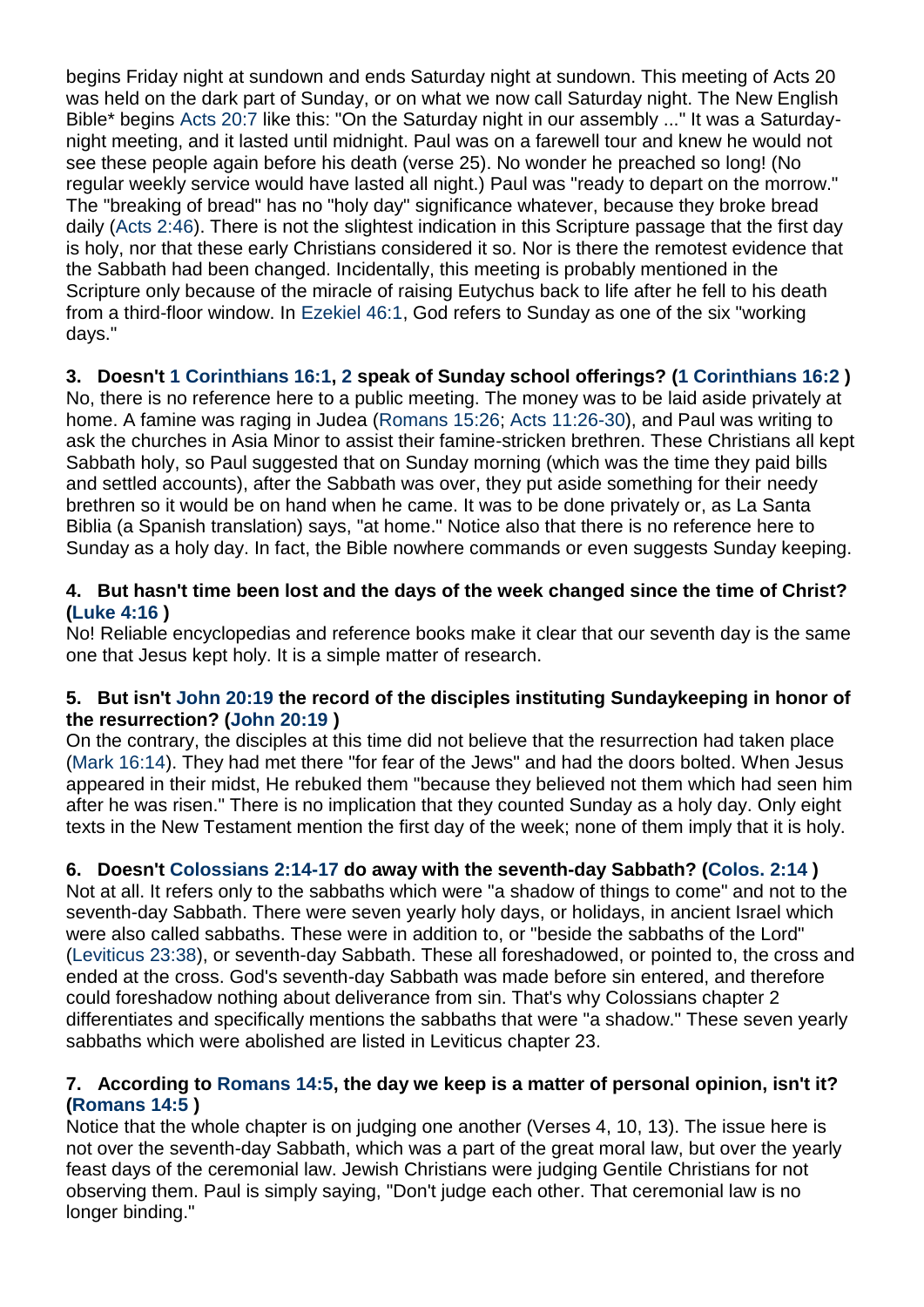begins Friday night at sundown and ends Saturday night at sundown. This meeting of Acts 20 was held on the dark part of Sunday, or on what we now call Saturday night. The New English Bible* begins Acts 20:7 like this: "On the Saturday night in our assembly ..." It was a Saturday-night meeting, and it lasted until midnight. Paul was on a farewell tour and knew he would not see these people again before his death (verse 25). No wonder he preached so long! (No regular weekly service would have lasted all night.) Paul was "ready to depart on the morrow." The "breaking of bread" has no "holy day" significance whatever, because they broke bread daily (Acts 2:46). There is not the slightest indication in this Scripture passage that the first day is holy, nor that these early Christians considered it so. Nor is there the remotest evidence that the Sabbath had been changed. Incidentally, this meeting is probably mentioned in the Scripture only because of the miracle of raising Eutychus back to life after he fell to his death from a third-floor window. In Ezekiel 46:1, God refers to Sunday as one of the six "working days."

**3. Doesn't 1 Corinthians 16:1, 2 speak of Sunday school offerings? (1 Corinthians 16:2 )**
No, there is no reference here to a public meeting. The money was to be laid aside privately at home. A famine was raging in Judea (Romans 15:26; Acts 11:26-30), and Paul was writing to ask the churches in Asia Minor to assist their famine-stricken brethren. These Christians all kept Sabbath holy, so Paul suggested that on Sunday morning (which was the time they paid bills and settled accounts), after the Sabbath was over, they put aside something for their needy brethren so it would be on hand when he came. It was to be done privately or, as La Santa Biblia (a Spanish translation) says, "at home." Notice also that there is no reference here to Sunday as a holy day. In fact, the Bible nowhere commands or even suggests Sunday keeping.

**4. But hasn't time been lost and the days of the week changed since the time of Christ? (Luke 4:16 )**
No! Reliable encyclopedias and reference books make it clear that our seventh day is the same one that Jesus kept holy. It is a simple matter of research.

**5. But isn't John 20:19 the record of the disciples instituting Sundaykeeping in honor of the resurrection? (John 20:19 )**
On the contrary, the disciples at this time did not believe that the resurrection had taken place (Mark 16:14). They had met there "for fear of the Jews" and had the doors bolted. When Jesus appeared in their midst, He rebuked them "because they believed not them which had seen him after he was risen." There is no implication that they counted Sunday as a holy day. Only eight texts in the New Testament mention the first day of the week; none of them imply that it is holy.

**6. Doesn't Colossians 2:14-17 do away with the seventh-day Sabbath? (Colos. 2:14 )**
Not at all. It refers only to the sabbaths which were "a shadow of things to come" and not to the seventh-day Sabbath. There were seven yearly holy days, or holidays, in ancient Israel which were also called sabbaths. These were in addition to, or "beside the sabbaths of the Lord" (Leviticus 23:38), or seventh-day Sabbath. These all foreshadowed, or pointed to, the cross and ended at the cross. God's seventh-day Sabbath was made before sin entered, and therefore could foreshadow nothing about deliverance from sin. That's why Colossians chapter 2 differentiates and specifically mentions the sabbaths that were "a shadow." These seven yearly sabbaths which were abolished are listed in Leviticus chapter 23.

**7. According to Romans 14:5, the day we keep is a matter of personal opinion, isn't it? (Romans 14:5 )**
Notice that the whole chapter is on judging one another (Verses 4, 10, 13). The issue here is not over the seventh-day Sabbath, which was a part of the great moral law, but over the yearly feast days of the ceremonial law. Jewish Christians were judging Gentile Christians for not observing them. Paul is simply saying, "Don't judge each other. That ceremonial law is no longer binding."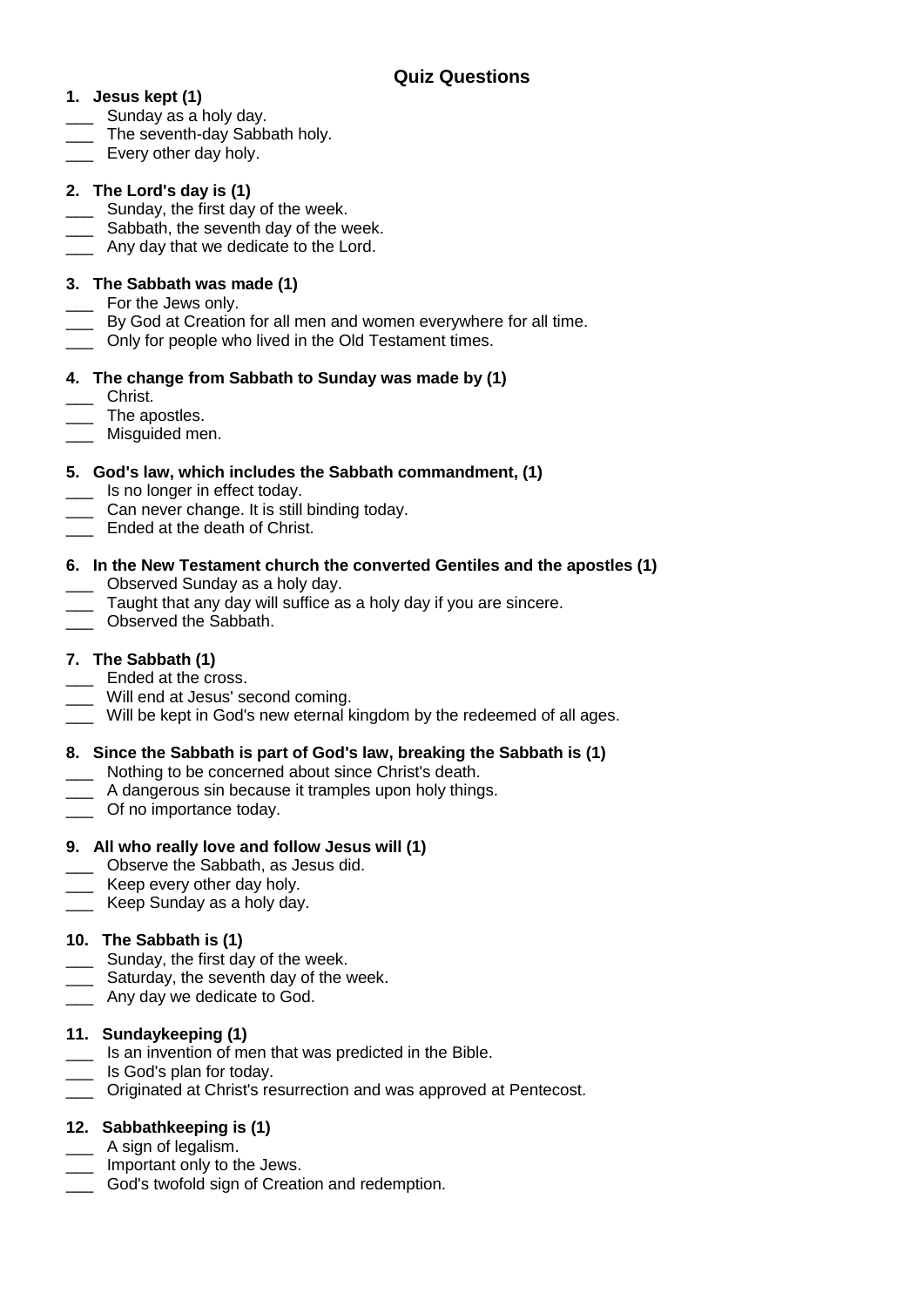# Quiz Questions

**1. Jesus kept (1)**

\_\_\_ Sunday as a holy day.
\_\_\_ The seventh-day Sabbath holy.
\_\_\_ Every other day holy.

**2. The Lord's day is (1)**

\_\_\_ Sunday, the first day of the week.
\_\_\_ Sabbath, the seventh day of the week.
\_\_\_ Any day that we dedicate to the Lord.

**3. The Sabbath was made (1)**

\_\_\_ For the Jews only.
\_\_\_ By God at Creation for all men and women everywhere for all time.
\_\_\_ Only for people who lived in the Old Testament times.

**4. The change from Sabbath to Sunday was made by (1)**

\_\_\_ Christ.
\_\_\_ The apostles.
\_\_\_ Misguided men.

**5. God's law, which includes the Sabbath commandment, (1)**

\_\_\_ Is no longer in effect today.
\_\_\_ Can never change. It is still binding today.
\_\_\_ Ended at the death of Christ.

**6. In the New Testament church the converted Gentiles and the apostles (1)**

\_\_\_ Observed Sunday as a holy day.
\_\_\_ Taught that any day will suffice as a holy day if you are sincere.
\_\_\_ Observed the Sabbath.

**7. The Sabbath (1)**

\_\_\_ Ended at the cross.
\_\_\_ Will end at Jesus' second coming.
\_\_\_ Will be kept in God's new eternal kingdom by the redeemed of all ages.

**8. Since the Sabbath is part of God's law, breaking the Sabbath is (1)**

\_\_\_ Nothing to be concerned about since Christ's death.
\_\_\_ A dangerous sin because it tramples upon holy things.
\_\_\_ Of no importance today.

**9. All who really love and follow Jesus will (1)**

\_\_\_ Observe the Sabbath, as Jesus did.
\_\_\_ Keep every other day holy.
\_\_\_ Keep Sunday as a holy day.

**10. The Sabbath is (1)**

\_\_\_ Sunday, the first day of the week.
\_\_\_ Saturday, the seventh day of the week.
\_\_\_ Any day we dedicate to God.

**11. Sundaykeeping (1)**

\_\_\_ Is an invention of men that was predicted in the Bible.
\_\_\_ Is God's plan for today.
\_\_\_ Originated at Christ's resurrection and was approved at Pentecost.

**12. Sabbathkeeping is (1)**

\_\_\_ A sign of legalism.
\_\_\_ Important only to the Jews.
\_\_\_ God's twofold sign of Creation and redemption.